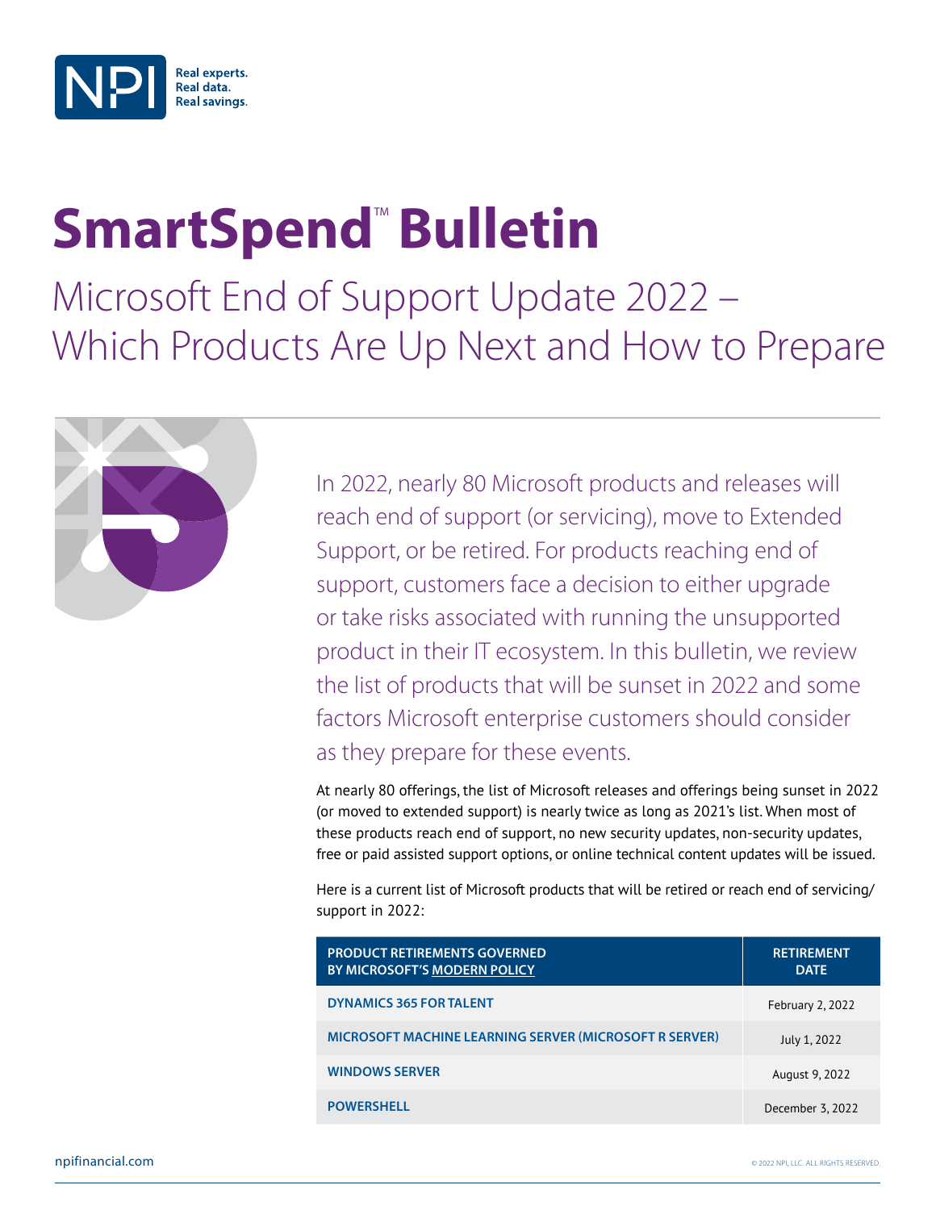# SmartSpend™ Bulletin

## Microsoft End of Support Update 2022 – Which Products Are Up Next and How to Prepare

In 2022, nearly 80 Microsoft products and releases will reach end of support (or servicing), move to Extended Support, or be retired. For products reaching end of support, customers face a decision to either upgrade or take risks associated with running the unsupported product in their IT ecosystem. In this bulletin, we review the list of products that will be sunset in 2022 and some factors Microsoft enterprise customers should consider as they prepare for these events.

At nearly 80 offerings, the list of Microsoft releases and offerings being sunset in 2022 (or moved to extended support) is nearly twice as long as 2021's list. When most of these products reach end of support, no new security updates, non-security updates, free or paid assisted support options, or online technical content updates will be issued.

Here is a current list of Microsoft products that will be retired or reach end of servicing/support in 2022:

| PRODUCT RETIREMENTS GOVERNED BY MICROSOFT'S MODERN POLICY | RETIREMENT DATE |
|---|---|
| DYNAMICS 365 FOR TALENT | February 2, 2022 |
| MICROSOFT MACHINE LEARNING SERVER (MICROSOFT R SERVER) | July 1, 2022 |
| WINDOWS SERVER | August 9, 2022 |
| POWERSHELL | December 3, 2022 |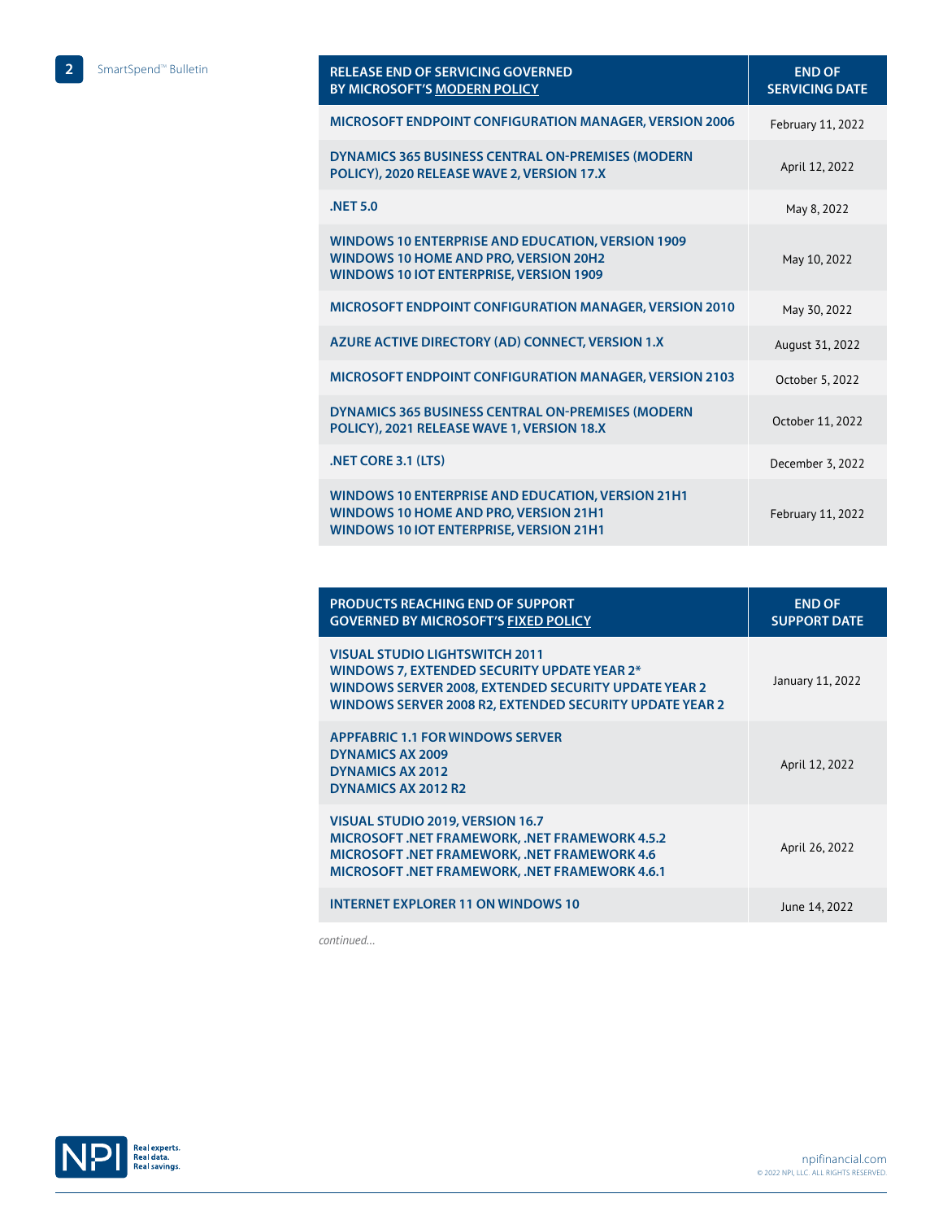| RELEASE END OF SERVICING GOVERNED BY MICROSOFT'S MODERN POLICY | END OF SERVICING DATE |
|---|---|
| MICROSOFT ENDPOINT CONFIGURATION MANAGER, VERSION 2006 | February 11, 2022 |
| DYNAMICS 365 BUSINESS CENTRAL ON-PREMISES (MODERN POLICY), 2020 RELEASE WAVE 2, VERSION 17.X | April 12, 2022 |
| .NET 5.0 | May 8, 2022 |
| WINDOWS 10 ENTERPRISE AND EDUCATION, VERSION 1909<br>WINDOWS 10 HOME AND PRO, VERSION 20H2<br>WINDOWS 10 IOT ENTERPRISE, VERSION 1909 | May 10, 2022 |
| MICROSOFT ENDPOINT CONFIGURATION MANAGER, VERSION 2010 | May 30, 2022 |
| AZURE ACTIVE DIRECTORY (AD) CONNECT, VERSION 1.X | August 31, 2022 |
| MICROSOFT ENDPOINT CONFIGURATION MANAGER, VERSION 2103 | October 5, 2022 |
| DYNAMICS 365 BUSINESS CENTRAL ON-PREMISES (MODERN POLICY), 2021 RELEASE WAVE 1, VERSION 18.X | October 11, 2022 |
| .NET CORE 3.1 (LTS) | December 3, 2022 |
| WINDOWS 10 ENTERPRISE AND EDUCATION, VERSION 21H1<br>WINDOWS 10 HOME AND PRO, VERSION 21H1<br>WINDOWS 10 IOT ENTERPRISE, VERSION 21H1 | February 11, 2022 |

| PRODUCTS REACHING END OF SUPPORT GOVERNED BY MICROSOFT'S FIXED POLICY | END OF SUPPORT DATE |
|---|---|
| VISUAL STUDIO LIGHTSWITCH 2011<br>WINDOWS 7, EXTENDED SECURITY UPDATE YEAR 2*<br>WINDOWS SERVER 2008, EXTENDED SECURITY UPDATE YEAR 2<br>WINDOWS SERVER 2008 R2, EXTENDED SECURITY UPDATE YEAR 2 | January 11, 2022 |
| APPFABRIC 1.1 FOR WINDOWS SERVER<br>DYNAMICS AX 2009<br>DYNAMICS AX 2012<br>DYNAMICS AX 2012 R2 | April 12, 2022 |
| VISUAL STUDIO 2019, VERSION 16.7<br>MICROSOFT .NET FRAMEWORK, .NET FRAMEWORK 4.5.2<br>MICROSOFT .NET FRAMEWORK, .NET FRAMEWORK 4.6<br>MICROSOFT .NET FRAMEWORK, .NET FRAMEWORK 4.6.1 | April 26, 2022 |
| INTERNET EXPLORER 11 ON WINDOWS 10 | June 14, 2022 |

*continued...*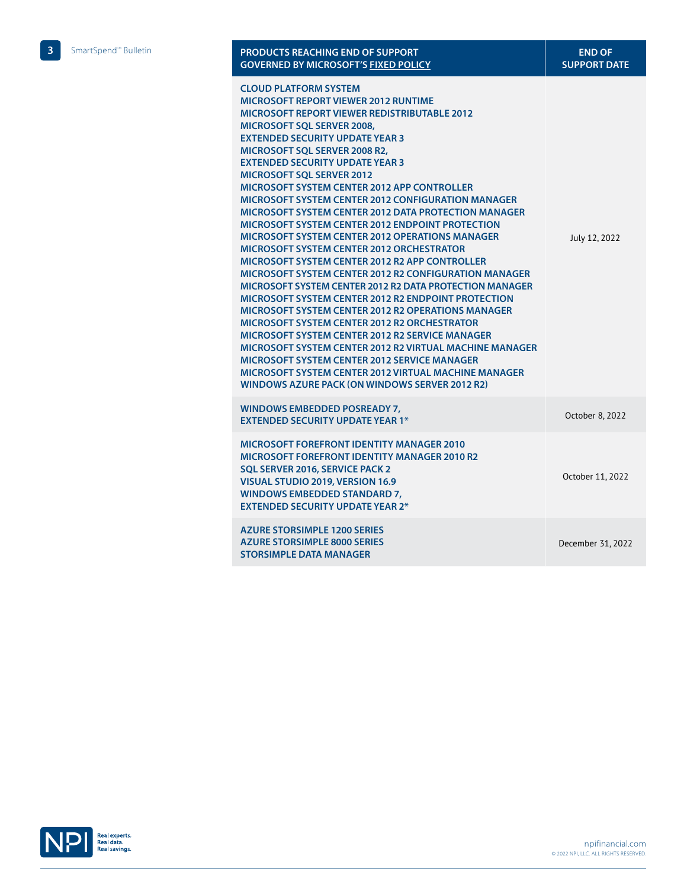| PRODUCTS REACHING END OF SUPPORT GOVERNED BY MICROSOFT'S FIXED POLICY | END OF SUPPORT DATE |
|---|---|
| CLOUD PLATFORM SYSTEM<br>MICROSOFT REPORT VIEWER 2012 RUNTIME<br>MICROSOFT REPORT VIEWER REDISTRIBUTABLE 2012<br>MICROSOFT SQL SERVER 2008, EXTENDED SECURITY UPDATE YEAR 3<br>MICROSOFT SQL SERVER 2008 R2, EXTENDED SECURITY UPDATE YEAR 3<br>MICROSOFT SQL SERVER 2012<br>MICROSOFT SYSTEM CENTER 2012 APP CONTROLLER<br>MICROSOFT SYSTEM CENTER 2012 CONFIGURATION MANAGER<br>MICROSOFT SYSTEM CENTER 2012 DATA PROTECTION MANAGER<br>MICROSOFT SYSTEM CENTER 2012 ENDPOINT PROTECTION<br>MICROSOFT SYSTEM CENTER 2012 OPERATIONS MANAGER<br>MICROSOFT SYSTEM CENTER 2012 ORCHESTRATOR<br>MICROSOFT SYSTEM CENTER 2012 R2 APP CONTROLLER<br>MICROSOFT SYSTEM CENTER 2012 R2 CONFIGURATION MANAGER<br>MICROSOFT SYSTEM CENTER 2012 R2 DATA PROTECTION MANAGER<br>MICROSOFT SYSTEM CENTER 2012 R2 ENDPOINT PROTECTION<br>MICROSOFT SYSTEM CENTER 2012 R2 OPERATIONS MANAGER<br>MICROSOFT SYSTEM CENTER 2012 R2 ORCHESTRATOR<br>MICROSOFT SYSTEM CENTER 2012 R2 SERVICE MANAGER<br>MICROSOFT SYSTEM CENTER 2012 R2 VIRTUAL MACHINE MANAGER<br>MICROSOFT SYSTEM CENTER 2012 SERVICE MANAGER<br>MICROSOFT SYSTEM CENTER 2012 VIRTUAL MACHINE MANAGER<br>WINDOWS AZURE PACK (ON WINDOWS SERVER 2012 R2) | July 12, 2022 |
| WINDOWS EMBEDDED POSREADY 7, EXTENDED SECURITY UPDATE YEAR 1* | October 8, 2022 |
| MICROSOFT FOREFRONT IDENTITY MANAGER 2010<br>MICROSOFT FOREFRONT IDENTITY MANAGER 2010 R2<br>SQL SERVER 2016, SERVICE PACK 2<br>VISUAL STUDIO 2019, VERSION 16.9<br>WINDOWS EMBEDDED STANDARD 7, EXTENDED SECURITY UPDATE YEAR 2* | October 11, 2022 |
| AZURE STORSIMPLE 1200 SERIES<br>AZURE STORSIMPLE 8000 SERIES<br>STORSIMPLE DATA MANAGER | December 31, 2022 |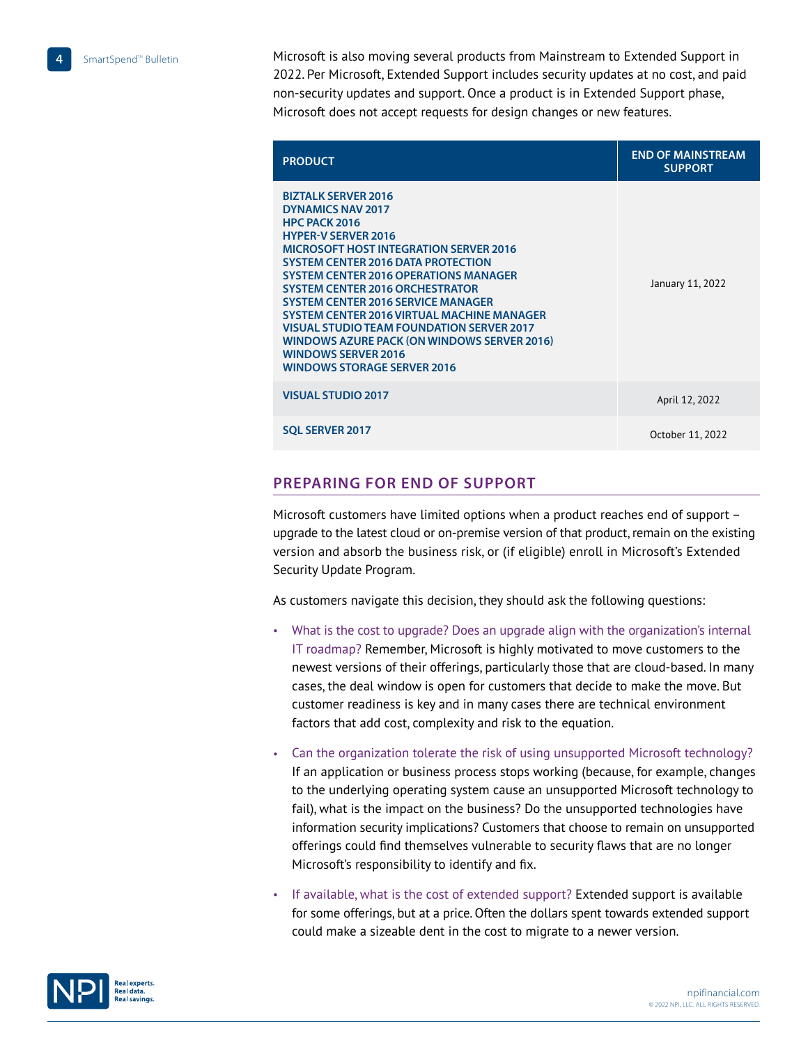Microsoft is also moving several products from Mainstream to Extended Support in 2022. Per Microsoft, Extended Support includes security updates at no cost, and paid non-security updates and support. Once a product is in Extended Support phase, Microsoft does not accept requests for design changes or new features.

| PRODUCT | END OF MAINSTREAM SUPPORT |
| --- | --- |
| BIZTALK SERVER 2016<br>DYNAMICS NAV 2017<br>HPC PACK 2016<br>HYPER-V SERVER 2016<br>MICROSOFT HOST INTEGRATION SERVER 2016<br>SYSTEM CENTER 2016 DATA PROTECTION<br>SYSTEM CENTER 2016 OPERATIONS MANAGER<br>SYSTEM CENTER 2016 ORCHESTRATOR<br>SYSTEM CENTER 2016 SERVICE MANAGER<br>SYSTEM CENTER 2016 VIRTUAL MACHINE MANAGER<br>VISUAL STUDIO TEAM FOUNDATION SERVER 2017<br>WINDOWS AZURE PACK (ON WINDOWS SERVER 2016)<br>WINDOWS SERVER 2016<br>WINDOWS STORAGE SERVER 2016 | January 11, 2022 |
| VISUAL STUDIO 2017 | April 12, 2022 |
| SQL SERVER 2017 | October 11, 2022 |

## PREPARING FOR END OF SUPPORT

Microsoft customers have limited options when a product reaches end of support – upgrade to the latest cloud or on-premise version of that product, remain on the existing version and absorb the business risk, or (if eligible) enroll in Microsoft's Extended Security Update Program.

As customers navigate this decision, they should ask the following questions:

- What is the cost to upgrade? Does an upgrade align with the organization's internal IT roadmap? Remember, Microsoft is highly motivated to move customers to the newest versions of their offerings, particularly those that are cloud-based. In many cases, the deal window is open for customers that decide to make the move. But customer readiness is key and in many cases there are technical environment factors that add cost, complexity and risk to the equation.
- Can the organization tolerate the risk of using unsupported Microsoft technology? If an application or business process stops working (because, for example, changes to the underlying operating system cause an unsupported Microsoft technology to fail), what is the impact on the business? Do the unsupported technologies have information security implications? Customers that choose to remain on unsupported offerings could find themselves vulnerable to security flaws that are no longer Microsoft's responsibility to identify and fix.
- If available, what is the cost of extended support? Extended support is available for some offerings, but at a price. Often the dollars spent towards extended support could make a sizeable dent in the cost to migrate to a newer version.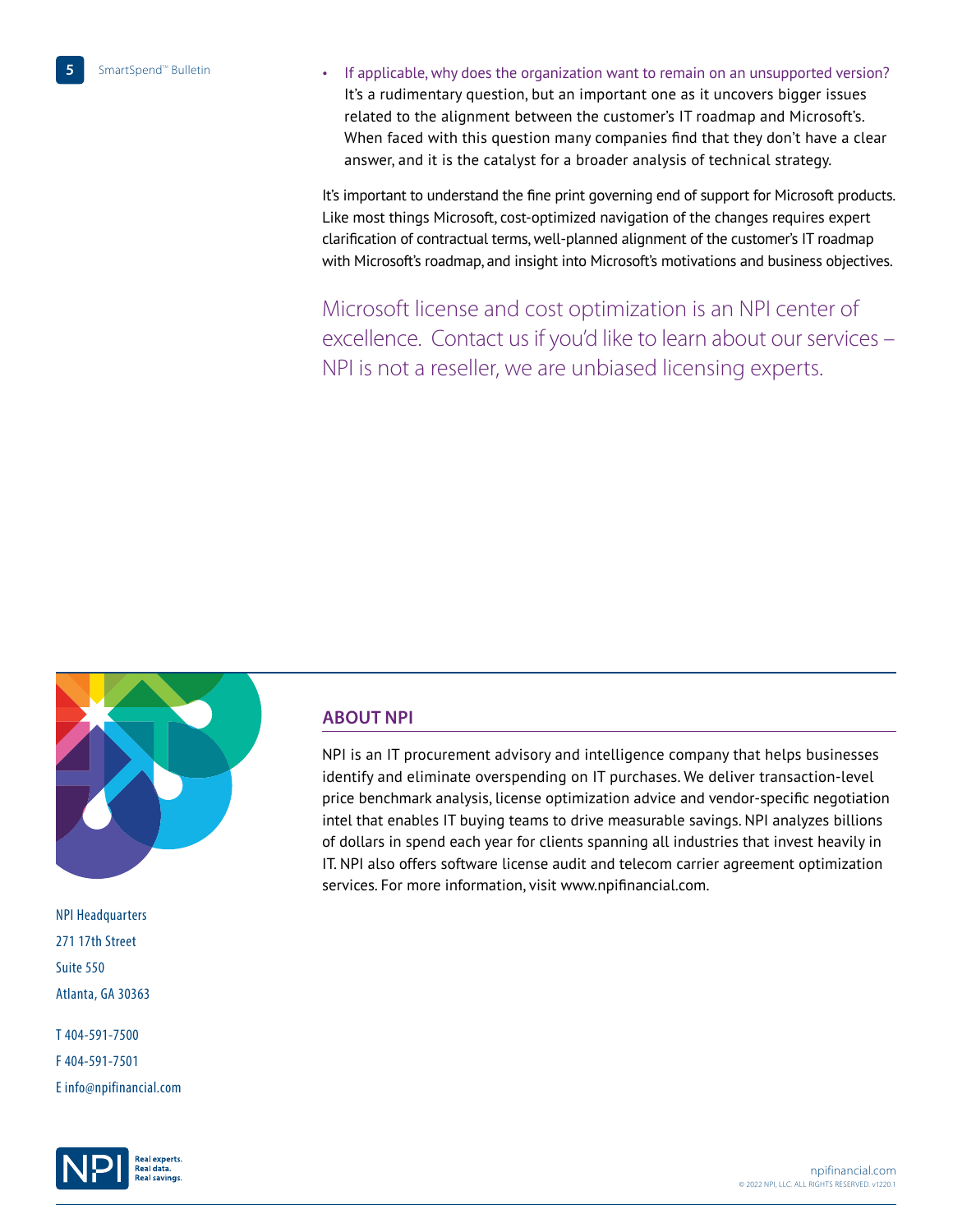- If applicable, why does the organization want to remain on an unsupported version? It's a rudimentary question, but an important one as it uncovers bigger issues related to the alignment between the customer's IT roadmap and Microsoft's. When faced with this question many companies find that they don't have a clear answer, and it is the catalyst for a broader analysis of technical strategy.

It's important to understand the fine print governing end of support for Microsoft products. Like most things Microsoft, cost-optimized navigation of the changes requires expert clarification of contractual terms, well-planned alignment of the customer's IT roadmap with Microsoft's roadmap, and insight into Microsoft's motivations and business objectives.

Microsoft license and cost optimization is an NPI center of excellence. Contact us if you'd like to learn about our services – NPI is not a reseller, we are unbiased licensing experts.

## ABOUT NPI

NPI is an IT procurement advisory and intelligence company that helps businesses identify and eliminate overspending on IT purchases. We deliver transaction-level price benchmark analysis, license optimization advice and vendor-specific negotiation intel that enables IT buying teams to drive measurable savings. NPI analyzes billions of dollars in spend each year for clients spanning all industries that invest heavily in IT. NPI also offers software license audit and telecom carrier agreement optimization services. For more information, visit www.npifinancial.com.

NPI Headquarters
271 17th Street
Suite 550
Atlanta, GA 30363

T 404-591-7500
F 404-591-7501
E info@npifinancial.com

NPI Real experts. Real data. Real savings.

npifinancial.com
© 2022 NPI, LLC. ALL RIGHTS RESERVED. v1220.1